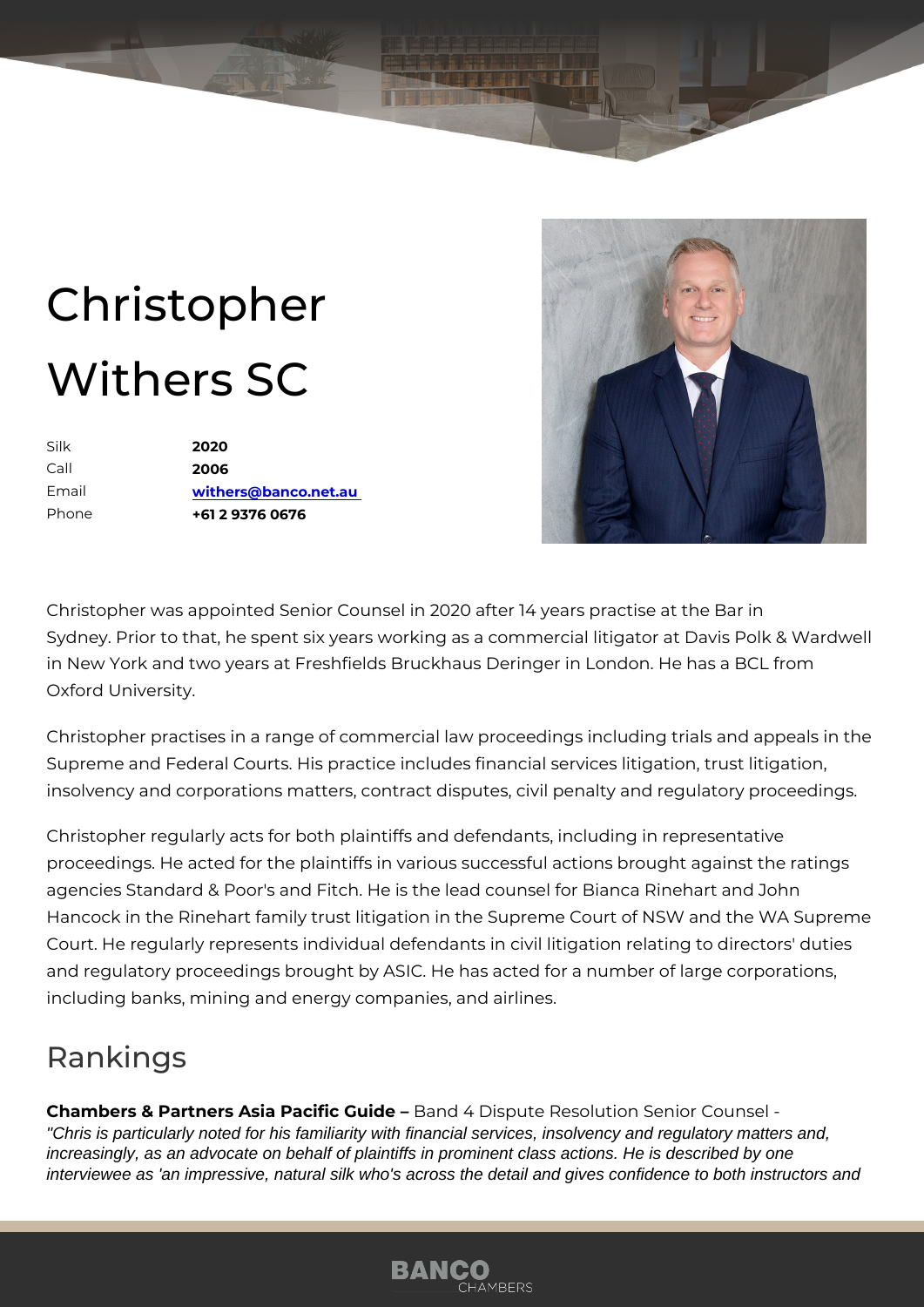# Christopher Withers SC

| | |
|---|---|
| Silk | **2020** |
| Call | **2006** |
| Email | **withers@banco.net.au** |
| Phone | **+61 2 9376 0676** |

Christopher was appointed Senior Counsel in 2020 after 14 years practise at the Bar in Sydney. Prior to that, he spent six years working as a commercial litigator at Davis Polk & Wardwell in New York and two years at Freshfields Bruckhaus Deringer in London. He has a BCL from Oxford University.

Christopher practises in a range of commercial law proceedings including trials and appeals in the Supreme and Federal Courts. His practice includes financial services litigation, trust litigation, insolvency and corporations matters, contract disputes, civil penalty and regulatory proceedings.

Christopher regularly acts for both plaintiffs and defendants, including in representative proceedings. He acted for the plaintiffs in various successful actions brought against the ratings agencies Standard & Poor's and Fitch. He is the lead counsel for Bianca Rinehart and John Hancock in the Rinehart family trust litigation in the Supreme Court of NSW and the WA Supreme Court. He regularly represents individual defendants in civil litigation relating to directors' duties and regulatory proceedings brought by ASIC. He has acted for a number of large corporations, including banks, mining and energy companies, and airlines.

## Rankings

**Chambers & Partners Asia Pacific Guide –** Band 4 Dispute Resolution Senior Counsel -
*"Chris is particularly noted for his familiarity with financial services, insolvency and regulatory matters and, increasingly, as an advocate on behalf of plaintiffs in prominent class actions. He is described by one interviewee as 'an impressive, natural silk who's across the detail and gives confidence to both instructors and*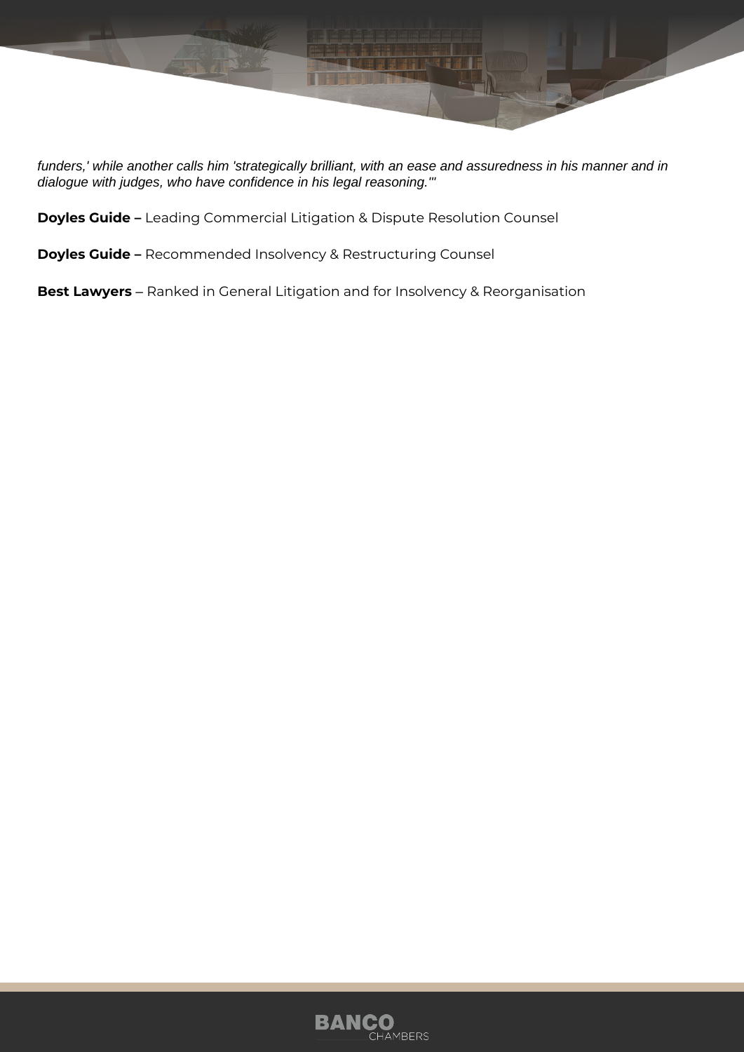*funders,' while another calls him 'strategically brilliant, with an ease and assuredness in his manner and in dialogue with judges, who have confidence in his legal reasoning.'"*

**Doyles Guide –** Leading Commercial Litigation & Dispute Resolution Counsel

**Doyles Guide –** Recommended Insolvency & Restructuring Counsel

**Best Lawyers** – Ranked in General Litigation and for Insolvency & Reorganisation